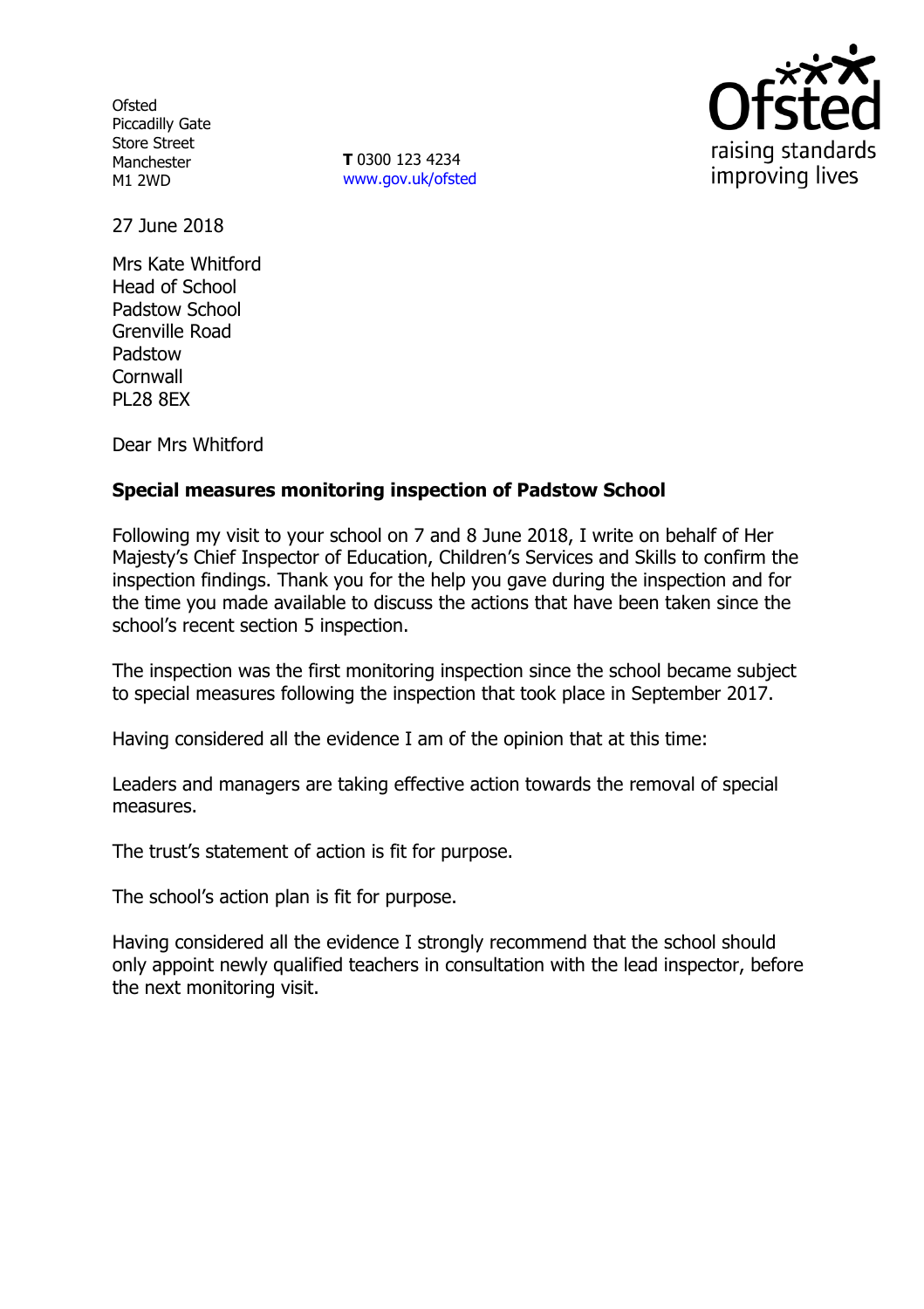Ofsted
Piccadilly Gate
Store Street
Manchester
M1 2WD

**T** 0300 123 4234
www.gov.uk/ofsted

27 June 2018

Mrs Kate Whitford
Head of School
Padstow School
Grenville Road
Padstow
Cornwall
PL28 8EX

Dear Mrs Whitford

**Special measures monitoring inspection of Padstow School**

Following my visit to your school on 7 and 8 June 2018, I write on behalf of Her Majesty's Chief Inspector of Education, Children's Services and Skills to confirm the inspection findings. Thank you for the help you gave during the inspection and for the time you made available to discuss the actions that have been taken since the school's recent section 5 inspection.

The inspection was the first monitoring inspection since the school became subject to special measures following the inspection that took place in September 2017.

Having considered all the evidence I am of the opinion that at this time:

Leaders and managers are taking effective action towards the removal of special measures.

The trust's statement of action is fit for purpose.

The school's action plan is fit for purpose.

Having considered all the evidence I strongly recommend that the school should only appoint newly qualified teachers in consultation with the lead inspector, before the next monitoring visit.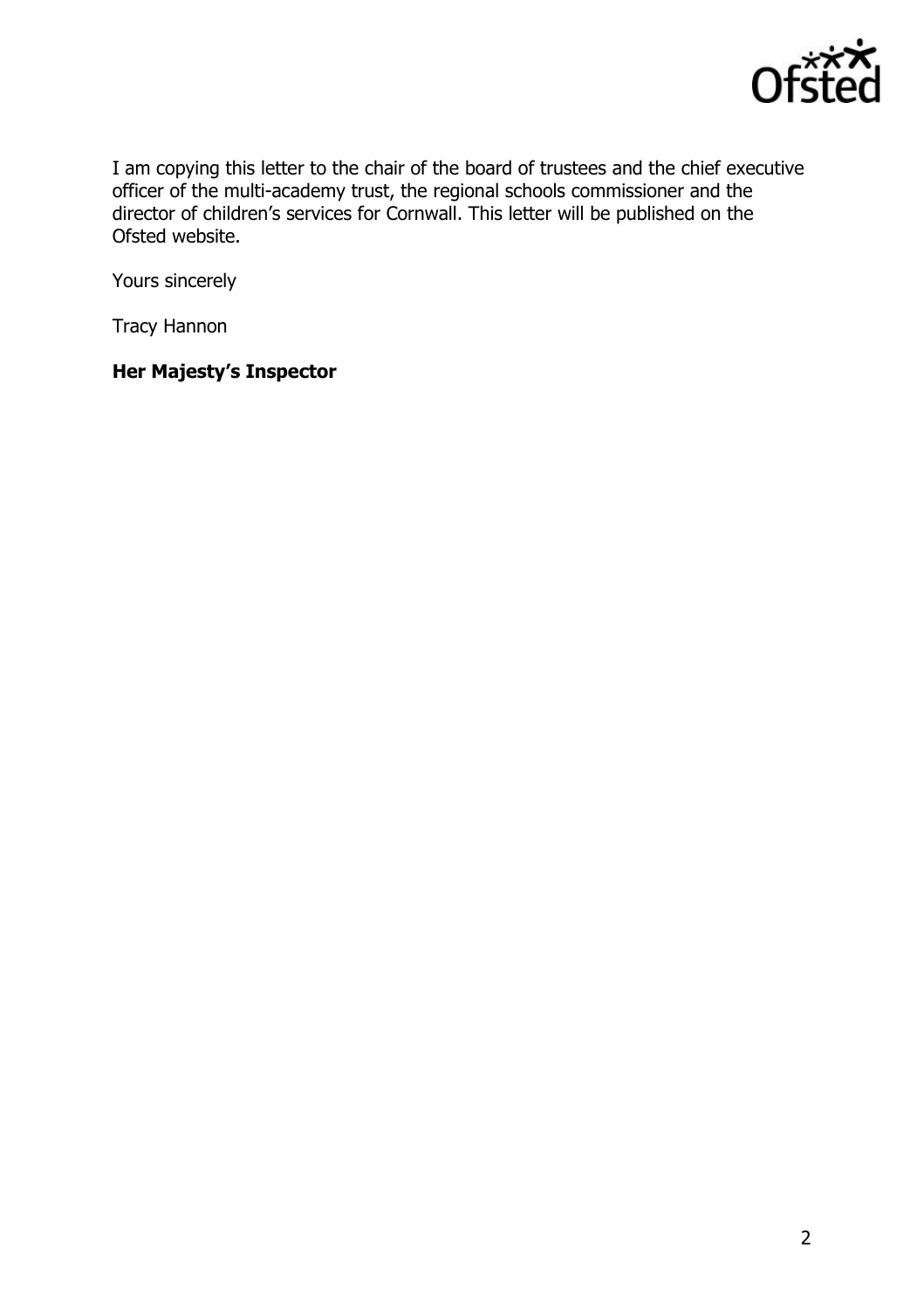I am copying this letter to the chair of the board of trustees and the chief executive officer of the multi-academy trust, the regional schools commissioner and the director of children's services for Cornwall. This letter will be published on the Ofsted website.

Yours sincerely

Tracy Hannon

**Her Majesty's Inspector**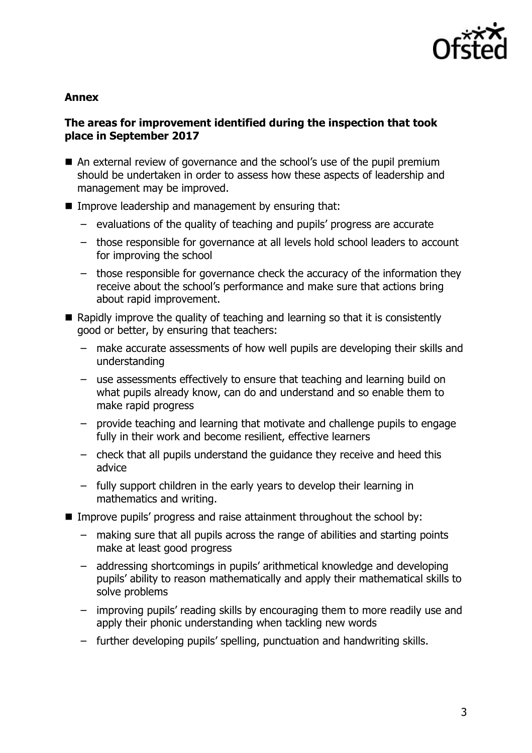## Annex

### The areas for improvement identified during the inspection that took place in September 2017

- An external review of governance and the school's use of the pupil premium should be undertaken in order to assess how these aspects of leadership and management may be improved.
- Improve leadership and management by ensuring that:
  - evaluations of the quality of teaching and pupils' progress are accurate
  - those responsible for governance at all levels hold school leaders to account for improving the school
  - those responsible for governance check the accuracy of the information they receive about the school's performance and make sure that actions bring about rapid improvement.
- Rapidly improve the quality of teaching and learning so that it is consistently good or better, by ensuring that teachers:
  - make accurate assessments of how well pupils are developing their skills and understanding
  - use assessments effectively to ensure that teaching and learning build on what pupils already know, can do and understand and so enable them to make rapid progress
  - provide teaching and learning that motivate and challenge pupils to engage fully in their work and become resilient, effective learners
  - check that all pupils understand the guidance they receive and heed this advice
  - fully support children in the early years to develop their learning in mathematics and writing.
- Improve pupils' progress and raise attainment throughout the school by:
  - making sure that all pupils across the range of abilities and starting points make at least good progress
  - addressing shortcomings in pupils' arithmetical knowledge and developing pupils' ability to reason mathematically and apply their mathematical skills to solve problems
  - improving pupils' reading skills by encouraging them to more readily use and apply their phonic understanding when tackling new words
  - further developing pupils' spelling, punctuation and handwriting skills.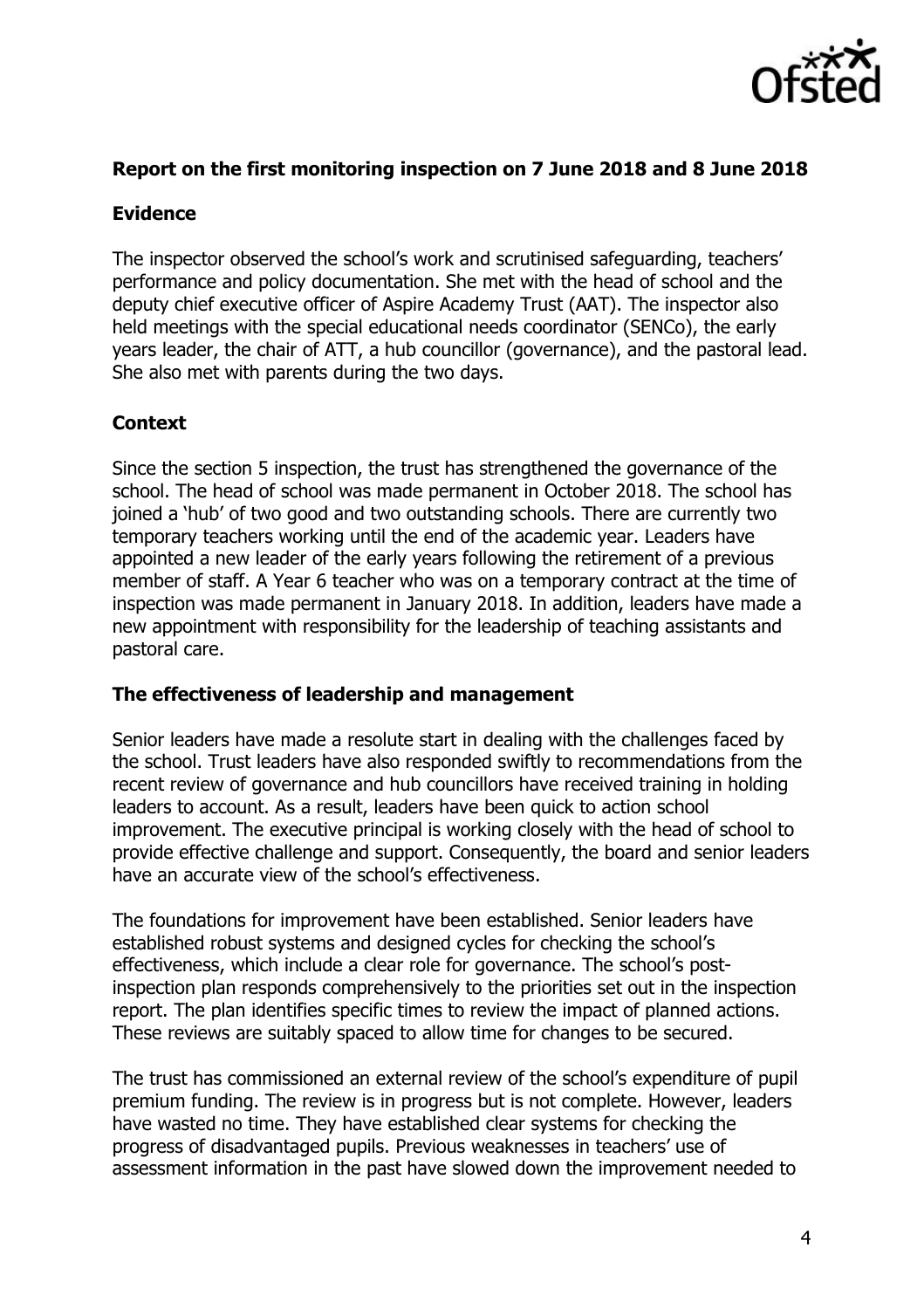## Report on the first monitoring inspection on 7 June 2018 and 8 June 2018

### Evidence

The inspector observed the school's work and scrutinised safeguarding, teachers' performance and policy documentation. She met with the head of school and the deputy chief executive officer of Aspire Academy Trust (AAT). The inspector also held meetings with the special educational needs coordinator (SENCo), the early years leader, the chair of ATT, a hub councillor (governance), and the pastoral lead. She also met with parents during the two days.

### Context

Since the section 5 inspection, the trust has strengthened the governance of the school. The head of school was made permanent in October 2018. The school has joined a 'hub' of two good and two outstanding schools. There are currently two temporary teachers working until the end of the academic year. Leaders have appointed a new leader of the early years following the retirement of a previous member of staff. A Year 6 teacher who was on a temporary contract at the time of inspection was made permanent in January 2018. In addition, leaders have made a new appointment with responsibility for the leadership of teaching assistants and pastoral care.

### The effectiveness of leadership and management

Senior leaders have made a resolute start in dealing with the challenges faced by the school. Trust leaders have also responded swiftly to recommendations from the recent review of governance and hub councillors have received training in holding leaders to account. As a result, leaders have been quick to action school improvement. The executive principal is working closely with the head of school to provide effective challenge and support. Consequently, the board and senior leaders have an accurate view of the school's effectiveness.

The foundations for improvement have been established. Senior leaders have established robust systems and designed cycles for checking the school's effectiveness, which include a clear role for governance. The school's post-inspection plan responds comprehensively to the priorities set out in the inspection report. The plan identifies specific times to review the impact of planned actions. These reviews are suitably spaced to allow time for changes to be secured.

The trust has commissioned an external review of the school's expenditure of pupil premium funding. The review is in progress but is not complete. However, leaders have wasted no time. They have established clear systems for checking the progress of disadvantaged pupils. Previous weaknesses in teachers' use of assessment information in the past have slowed down the improvement needed to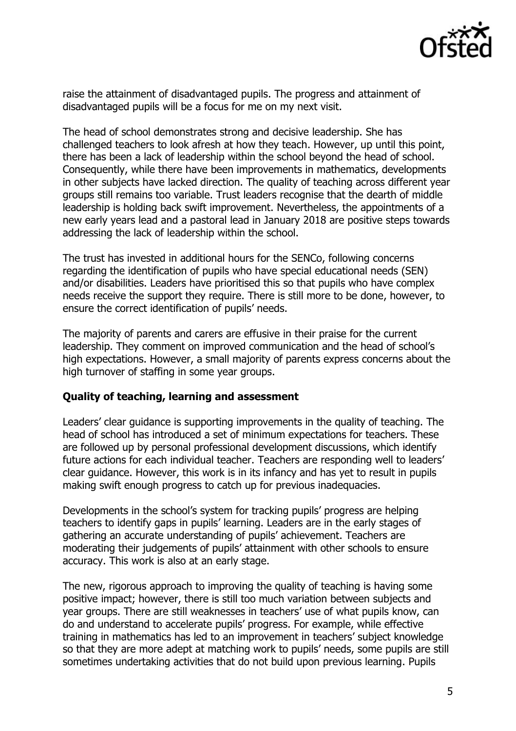raise the attainment of disadvantaged pupils. The progress and attainment of disadvantaged pupils will be a focus for me on my next visit.

The head of school demonstrates strong and decisive leadership. She has challenged teachers to look afresh at how they teach. However, up until this point, there has been a lack of leadership within the school beyond the head of school. Consequently, while there have been improvements in mathematics, developments in other subjects have lacked direction. The quality of teaching across different year groups still remains too variable. Trust leaders recognise that the dearth of middle leadership is holding back swift improvement. Nevertheless, the appointments of a new early years lead and a pastoral lead in January 2018 are positive steps towards addressing the lack of leadership within the school.

The trust has invested in additional hours for the SENCo, following concerns regarding the identification of pupils who have special educational needs (SEN) and/or disabilities. Leaders have prioritised this so that pupils who have complex needs receive the support they require. There is still more to be done, however, to ensure the correct identification of pupils' needs.

The majority of parents and carers are effusive in their praise for the current leadership. They comment on improved communication and the head of school's high expectations. However, a small majority of parents express concerns about the high turnover of staffing in some year groups.

**Quality of teaching, learning and assessment**

Leaders' clear guidance is supporting improvements in the quality of teaching. The head of school has introduced a set of minimum expectations for teachers. These are followed up by personal professional development discussions, which identify future actions for each individual teacher. Teachers are responding well to leaders' clear guidance. However, this work is in its infancy and has yet to result in pupils making swift enough progress to catch up for previous inadequacies.

Developments in the school's system for tracking pupils' progress are helping teachers to identify gaps in pupils' learning. Leaders are in the early stages of gathering an accurate understanding of pupils' achievement. Teachers are moderating their judgements of pupils' attainment with other schools to ensure accuracy. This work is also at an early stage.

The new, rigorous approach to improving the quality of teaching is having some positive impact; however, there is still too much variation between subjects and year groups. There are still weaknesses in teachers' use of what pupils know, can do and understand to accelerate pupils' progress. For example, while effective training in mathematics has led to an improvement in teachers' subject knowledge so that they are more adept at matching work to pupils' needs, some pupils are still sometimes undertaking activities that do not build upon previous learning. Pupils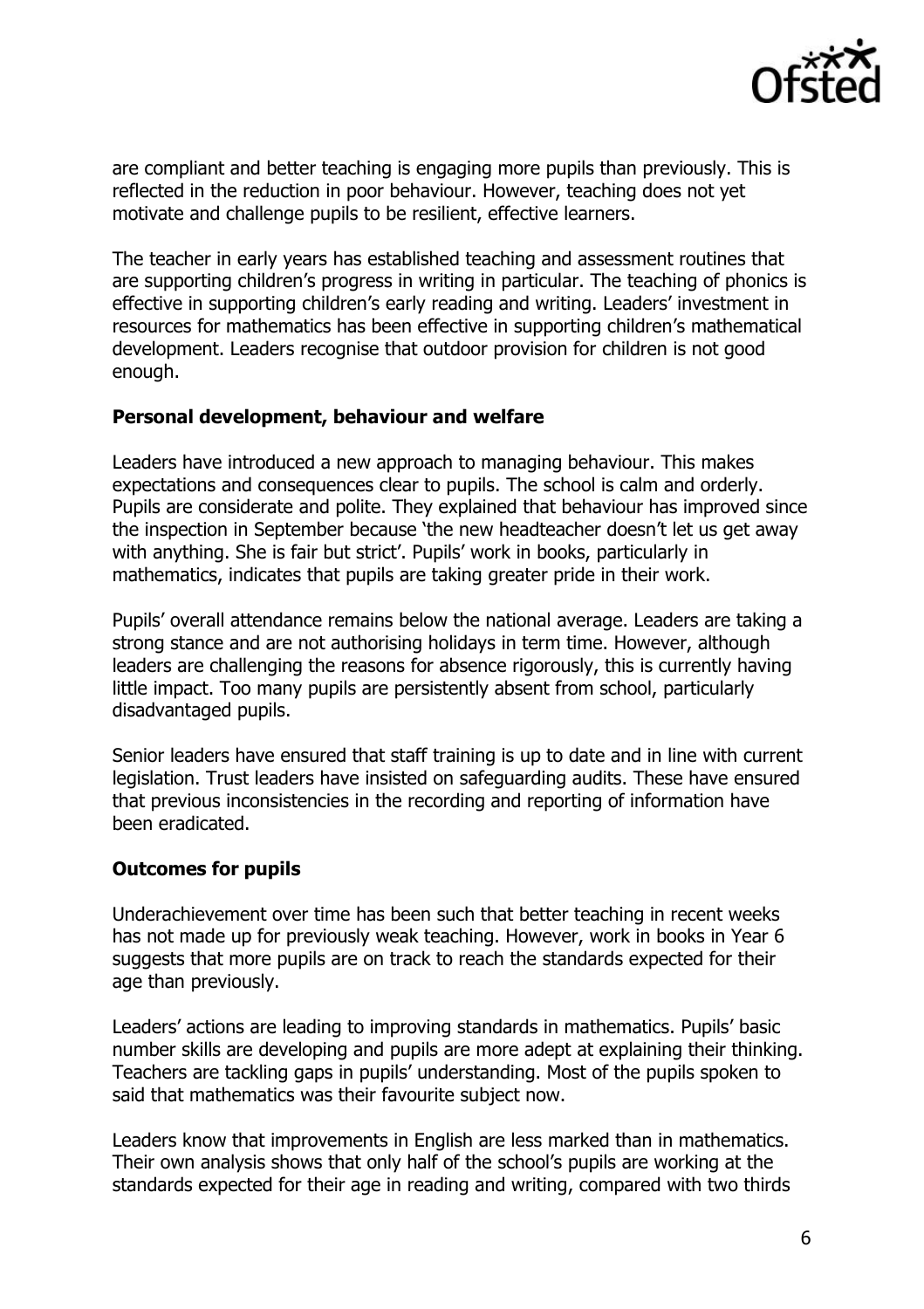are compliant and better teaching is engaging more pupils than previously. This is reflected in the reduction in poor behaviour. However, teaching does not yet motivate and challenge pupils to be resilient, effective learners.

The teacher in early years has established teaching and assessment routines that are supporting children's progress in writing in particular. The teaching of phonics is effective in supporting children's early reading and writing. Leaders' investment in resources for mathematics has been effective in supporting children's mathematical development. Leaders recognise that outdoor provision for children is not good enough.

**Personal development, behaviour and welfare**

Leaders have introduced a new approach to managing behaviour. This makes expectations and consequences clear to pupils. The school is calm and orderly. Pupils are considerate and polite. They explained that behaviour has improved since the inspection in September because 'the new headteacher doesn't let us get away with anything. She is fair but strict'. Pupils' work in books, particularly in mathematics, indicates that pupils are taking greater pride in their work.

Pupils' overall attendance remains below the national average. Leaders are taking a strong stance and are not authorising holidays in term time. However, although leaders are challenging the reasons for absence rigorously, this is currently having little impact. Too many pupils are persistently absent from school, particularly disadvantaged pupils.

Senior leaders have ensured that staff training is up to date and in line with current legislation. Trust leaders have insisted on safeguarding audits. These have ensured that previous inconsistencies in the recording and reporting of information have been eradicated.

**Outcomes for pupils**

Underachievement over time has been such that better teaching in recent weeks has not made up for previously weak teaching. However, work in books in Year 6 suggests that more pupils are on track to reach the standards expected for their age than previously.

Leaders' actions are leading to improving standards in mathematics. Pupils' basic number skills are developing and pupils are more adept at explaining their thinking. Teachers are tackling gaps in pupils' understanding. Most of the pupils spoken to said that mathematics was their favourite subject now.

Leaders know that improvements in English are less marked than in mathematics. Their own analysis shows that only half of the school's pupils are working at the standards expected for their age in reading and writing, compared with two thirds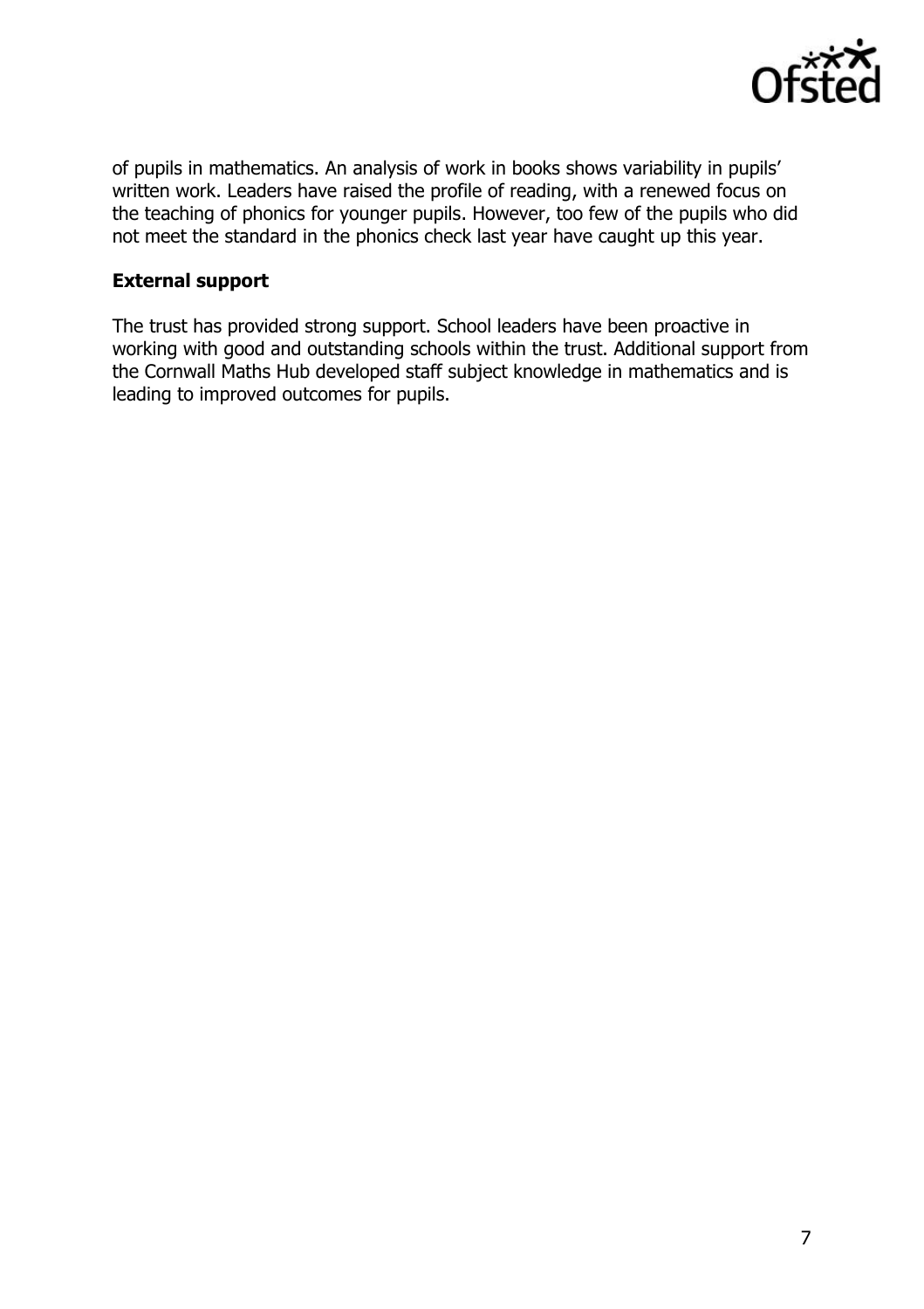of pupils in mathematics. An analysis of work in books shows variability in pupils' written work. Leaders have raised the profile of reading, with a renewed focus on the teaching of phonics for younger pupils. However, too few of the pupils who did not meet the standard in the phonics check last year have caught up this year.

### External support

The trust has provided strong support. School leaders have been proactive in working with good and outstanding schools within the trust. Additional support from the Cornwall Maths Hub developed staff subject knowledge in mathematics and is leading to improved outcomes for pupils.